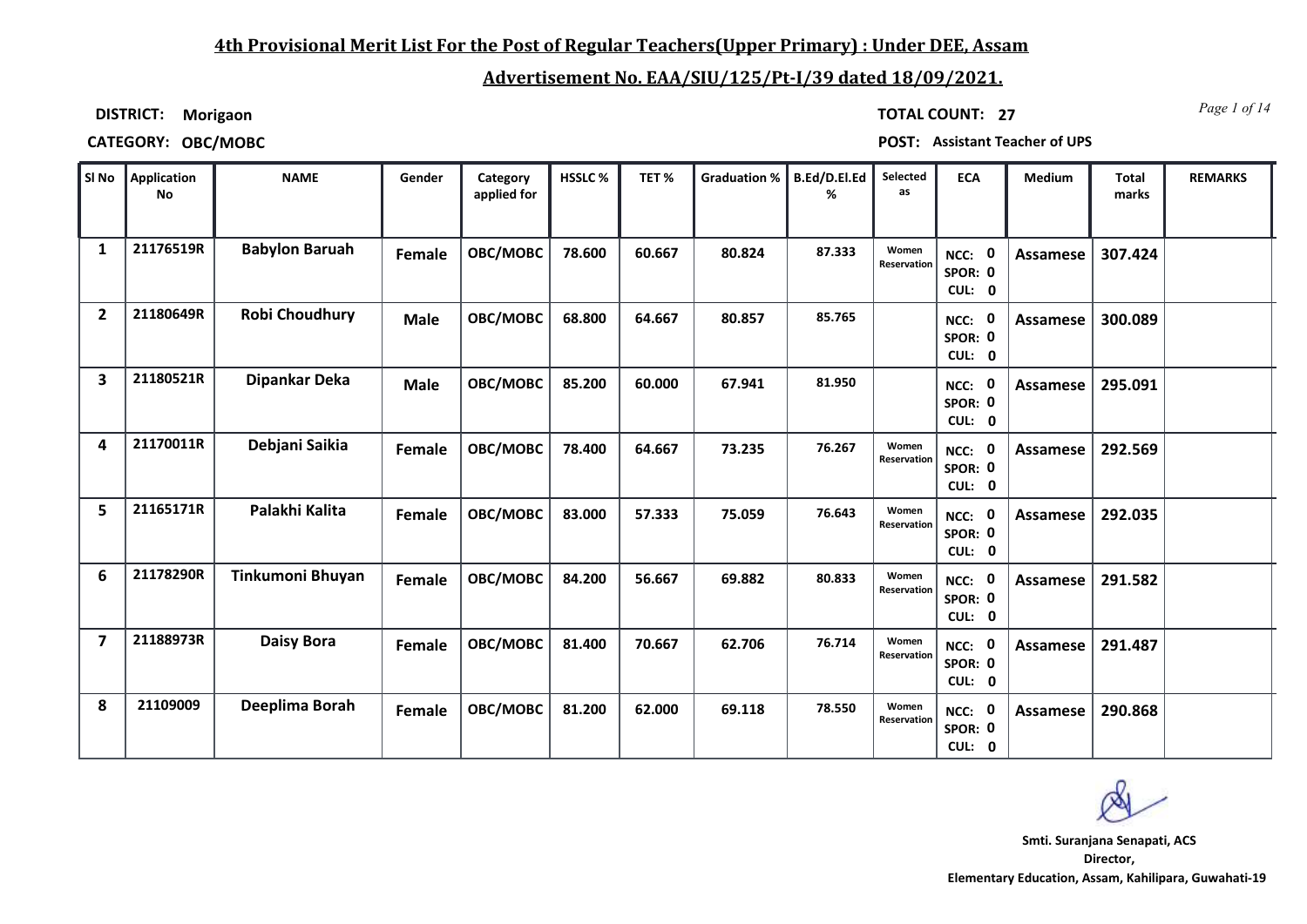## 4th Provisional Merit List For the Post of Regular Teachers(Upper Primary) : Under DEE, Assam

## Advertisement No. EAA/SIU/125/Pt-I/39 dated 18/09/2021.

**DISTRICT:** Morigaon

**TOTAL COUNT:** 27

**CATEGORY:** OBC/MOBC

**POST:** Assistant Teacher of UPS

| Sl No | Application No | NAME | Gender | Category applied for | HSSLC % | TET % | Graduation % | B.Ed/D.El.Ed % | Selected as | ECA | Medium | Total marks | REMARKS |
|---|---|---|---|---|---|---|---|---|---|---|---|---|---|
| 1 | 21176519R | Babylon Baruah | Female | OBC/MOBC | 78.600 | 60.667 | 80.824 | 87.333 | Women Reservation | NCC: 0 SPOR: 0 CUL: 0 | Assamese | 307.424 | |
| 2 | 21180649R | Robi Choudhury | Male | OBC/MOBC | 68.800 | 64.667 | 80.857 | 85.765 | | NCC: 0 SPOR: 0 CUL: 0 | Assamese | 300.089 | |
| 3 | 21180521R | Dipankar Deka | Male | OBC/MOBC | 85.200 | 60.000 | 67.941 | 81.950 | | NCC: 0 SPOR: 0 CUL: 0 | Assamese | 295.091 | |
| 4 | 21170011R | Debjani Saikia | Female | OBC/MOBC | 78.400 | 64.667 | 73.235 | 76.267 | Women Reservation | NCC: 0 SPOR: 0 CUL: 0 | Assamese | 292.569 | |
| 5 | 21165171R | Palakhi Kalita | Female | OBC/MOBC | 83.000 | 57.333 | 75.059 | 76.643 | Women Reservation | NCC: 0 SPOR: 0 CUL: 0 | Assamese | 292.035 | |
| 6 | 21178290R | Tinkumoni Bhuyan | Female | OBC/MOBC | 84.200 | 56.667 | 69.882 | 80.833 | Women Reservation | NCC: 0 SPOR: 0 CUL: 0 | Assamese | 291.582 | |
| 7 | 21188973R | Daisy Bora | Female | OBC/MOBC | 81.400 | 70.667 | 62.706 | 76.714 | Women Reservation | NCC: 0 SPOR: 0 CUL: 0 | Assamese | 291.487 | |
| 8 | 21109009 | Deeplima Borah | Female | OBC/MOBC | 81.200 | 62.000 | 69.118 | 78.550 | Women Reservation | NCC: 0 SPOR: 0 CUL: 0 | Assamese | 290.868 | |

Smti. Suranjana Senapati, ACS
Director,
Elementary Education, Assam, Kahilipara, Guwahati-19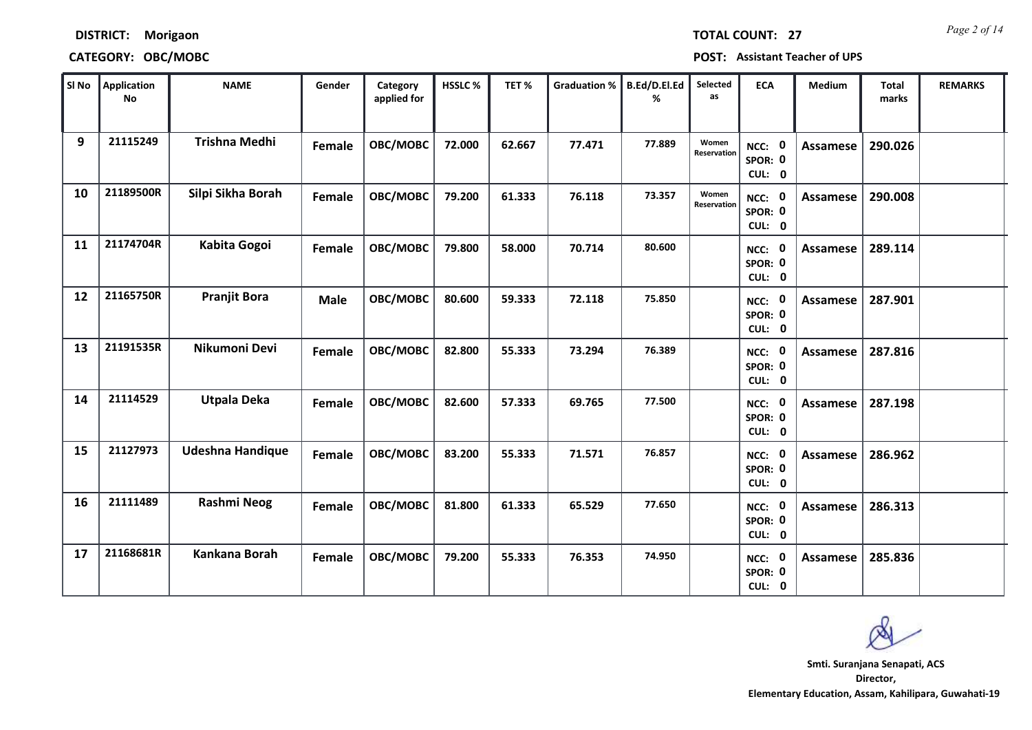**DISTRICT: Morigaon**

**CATEGORY: OBC/MOBC**

**TOTAL COUNT: 27**

**POST: Assistant Teacher of UPS**

| Sl No | Application No | NAME | Gender | Category applied for | HSSLC % | TET % | Graduation % | B.Ed/D.El.Ed % | Selected as | ECA | Medium | Total marks | REMARKS |
|---|---|---|---|---|---|---|---|---|---|---|---|---|---|
| 9 | 21115249 | Trishna Medhi | Female | OBC/MOBC | 72.000 | 62.667 | 77.471 | 77.889 | Women Reservation | NCC: 0 SPOR: 0 CUL: 0 | Assamese | 290.026 | |
| 10 | 21189500R | Silpi Sikha Borah | Female | OBC/MOBC | 79.200 | 61.333 | 76.118 | 73.357 | Women Reservation | NCC: 0 SPOR: 0 CUL: 0 | Assamese | 290.008 | |
| 11 | 21174704R | Kabita Gogoi | Female | OBC/MOBC | 79.800 | 58.000 | 70.714 | 80.600 | | NCC: 0 SPOR: 0 CUL: 0 | Assamese | 289.114 | |
| 12 | 21165750R | Pranjit Bora | Male | OBC/MOBC | 80.600 | 59.333 | 72.118 | 75.850 | | NCC: 0 SPOR: 0 CUL: 0 | Assamese | 287.901 | |
| 13 | 21191535R | Nikumoni Devi | Female | OBC/MOBC | 82.800 | 55.333 | 73.294 | 76.389 | | NCC: 0 SPOR: 0 CUL: 0 | Assamese | 287.816 | |
| 14 | 21114529 | Utpala Deka | Female | OBC/MOBC | 82.600 | 57.333 | 69.765 | 77.500 | | NCC: 0 SPOR: 0 CUL: 0 | Assamese | 287.198 | |
| 15 | 21127973 | Udeshna Handique | Female | OBC/MOBC | 83.200 | 55.333 | 71.571 | 76.857 | | NCC: 0 SPOR: 0 CUL: 0 | Assamese | 286.962 | |
| 16 | 21111489 | Rashmi Neog | Female | OBC/MOBC | 81.800 | 61.333 | 65.529 | 77.650 | | NCC: 0 SPOR: 0 CUL: 0 | Assamese | 286.313 | |
| 17 | 21168681R | Kankana Borah | Female | OBC/MOBC | 79.200 | 55.333 | 76.353 | 74.950 | | NCC: 0 SPOR: 0 CUL: 0 | Assamese | 285.836 | |

**Smti. Suranjana Senapati, ACS**
**Director,**
**Elementary Education, Assam, Kahilipara, Guwahati-19**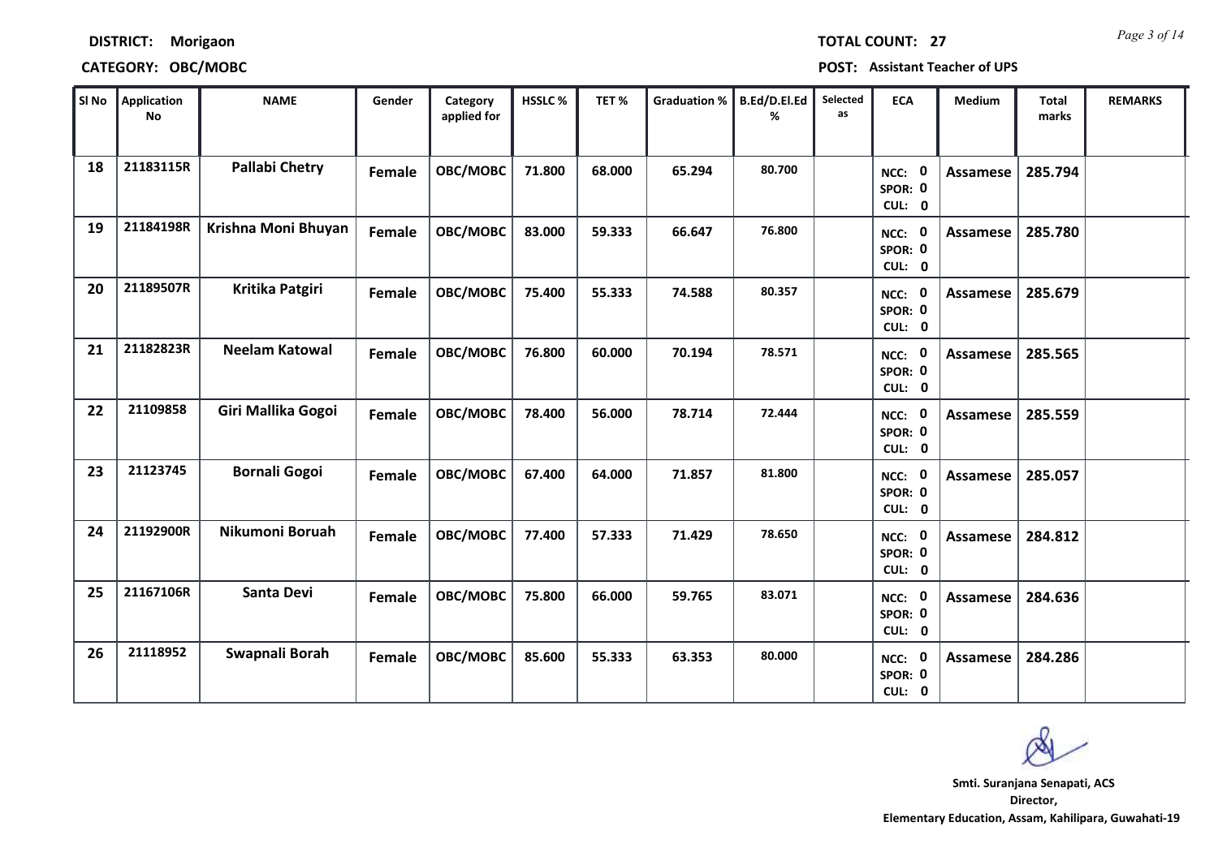**DISTRICT:** Morigaon

**TOTAL COUNT:** 27

**CATEGORY:** OBC/MOBC

**POST:** Assistant Teacher of UPS

| Sl No | Application No | NAME | Gender | Category applied for | HSSLC % | TET % | Graduation % | B.Ed/D.El.Ed % | Selected as | ECA | Medium | Total marks | REMARKS |
|---|---|---|---|---|---|---|---|---|---|---|---|---|---|
| 18 | 21183115R | Pallabi Chetry | Female | OBC/MOBC | 71.800 | 68.000 | 65.294 | 80.700 | | NCC: 0 SPOR: 0 CUL: 0 | Assamese | 285.794 | |
| 19 | 21184198R | Krishna Moni Bhuyan | Female | OBC/MOBC | 83.000 | 59.333 | 66.647 | 76.800 | | NCC: 0 SPOR: 0 CUL: 0 | Assamese | 285.780 | |
| 20 | 21189507R | Kritika Patgiri | Female | OBC/MOBC | 75.400 | 55.333 | 74.588 | 80.357 | | NCC: 0 SPOR: 0 CUL: 0 | Assamese | 285.679 | |
| 21 | 21182823R | Neelam Katowal | Female | OBC/MOBC | 76.800 | 60.000 | 70.194 | 78.571 | | NCC: 0 SPOR: 0 CUL: 0 | Assamese | 285.565 | |
| 22 | 21109858 | Giri Mallika Gogoi | Female | OBC/MOBC | 78.400 | 56.000 | 78.714 | 72.444 | | NCC: 0 SPOR: 0 CUL: 0 | Assamese | 285.559 | |
| 23 | 21123745 | Bornali Gogoi | Female | OBC/MOBC | 67.400 | 64.000 | 71.857 | 81.800 | | NCC: 0 SPOR: 0 CUL: 0 | Assamese | 285.057 | |
| 24 | 21192900R | Nikumoni Boruah | Female | OBC/MOBC | 77.400 | 57.333 | 71.429 | 78.650 | | NCC: 0 SPOR: 0 CUL: 0 | Assamese | 284.812 | |
| 25 | 21167106R | Santa Devi | Female | OBC/MOBC | 75.800 | 66.000 | 59.765 | 83.071 | | NCC: 0 SPOR: 0 CUL: 0 | Assamese | 284.636 | |
| 26 | 21118952 | Swapnali Borah | Female | OBC/MOBC | 85.600 | 55.333 | 63.353 | 80.000 | | NCC: 0 SPOR: 0 CUL: 0 | Assamese | 284.286 | |

**Smti. Suranjana Senapati, ACS**
**Director,**
**Elementary Education, Assam, Kahilipara, Guwahati-19**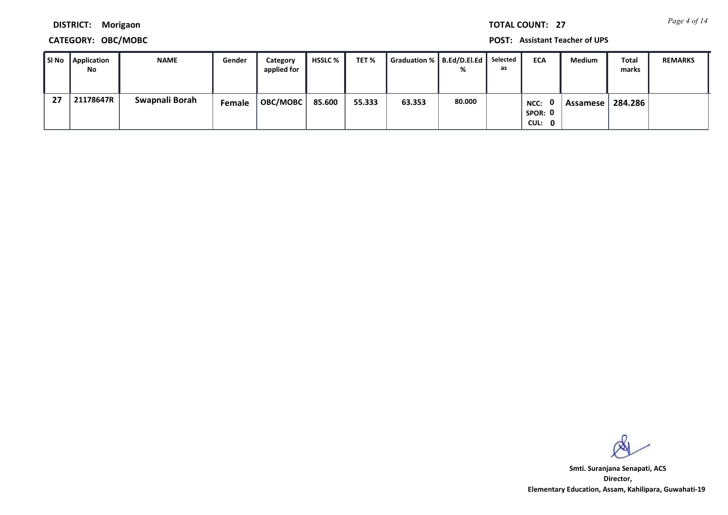**DISTRICT:** Morigaon

**CATEGORY:** OBC/MOBC

**TOTAL COUNT:** 27

**POST:** Assistant Teacher of UPS

| Sl No | Application No | NAME | Gender | Category applied for | HSSLC % | TET % | Graduation % | B.Ed/D.El.Ed % | Selected as | ECA | Medium | Total marks | REMARKS |
|---|---|---|---|---|---|---|---|---|---|---|---|---|---|
| 27 | 21178647R | Swapnali Borah | Female | OBC/MOBC | 85.600 | 55.333 | 63.353 | 80.000 | | NCC: 0 SPOR: 0 CUL: 0 | Assamese | 284.286 | |

Smti. Suranjana Senapati, ACS
Director,
Elementary Education, Assam, Kahilipara, Guwahati-19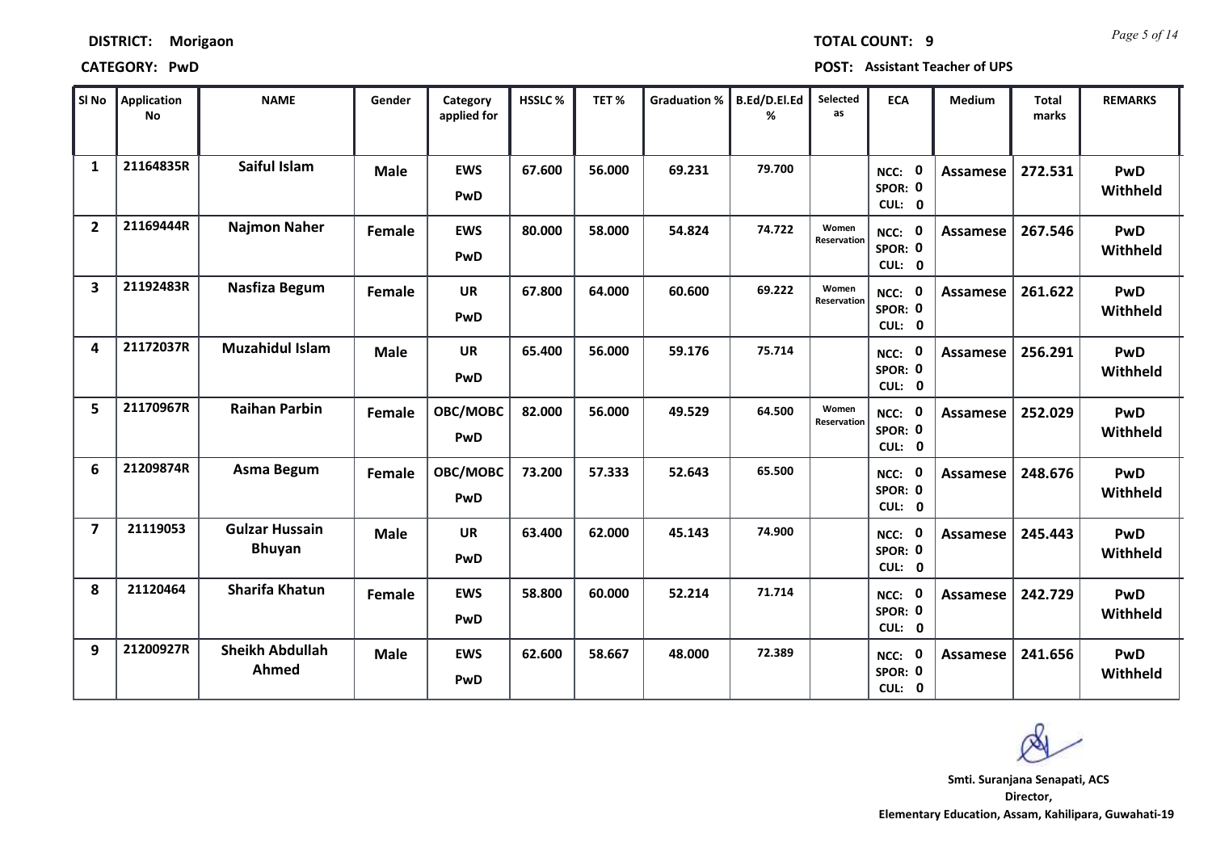**DISTRICT:** Morigaon

**TOTAL COUNT:** 9

**CATEGORY:** PwD

**POST:** Assistant Teacher of UPS

| Sl No | Application No | NAME | Gender | Category applied for | HSSLC % | TET % | Graduation % | B.Ed/D.El.Ed % | Selected as | ECA | Medium | Total marks | REMARKS |
|---|---|---|---|---|---|---|---|---|---|---|---|---|---|
| 1 | 21164835R | Saiful Islam | Male | EWS PwD | 67.600 | 56.000 | 69.231 | 79.700 | | NCC: 0 SPOR: 0 CUL: 0 | Assamese | 272.531 | PwD Withheld |
| 2 | 21169444R | Najmon Naher | Female | EWS PwD | 80.000 | 58.000 | 54.824 | 74.722 | Women Reservation | NCC: 0 SPOR: 0 CUL: 0 | Assamese | 267.546 | PwD Withheld |
| 3 | 21192483R | Nasfiza Begum | Female | UR PwD | 67.800 | 64.000 | 60.600 | 69.222 | Women Reservation | NCC: 0 SPOR: 0 CUL: 0 | Assamese | 261.622 | PwD Withheld |
| 4 | 21172037R | Muzahidul Islam | Male | UR PwD | 65.400 | 56.000 | 59.176 | 75.714 | | NCC: 0 SPOR: 0 CUL: 0 | Assamese | 256.291 | PwD Withheld |
| 5 | 21170967R | Raihan Parbin | Female | OBC/MOBC PwD | 82.000 | 56.000 | 49.529 | 64.500 | Women Reservation | NCC: 0 SPOR: 0 CUL: 0 | Assamese | 252.029 | PwD Withheld |
| 6 | 21209874R | Asma Begum | Female | OBC/MOBC PwD | 73.200 | 57.333 | 52.643 | 65.500 | | NCC: 0 SPOR: 0 CUL: 0 | Assamese | 248.676 | PwD Withheld |
| 7 | 21119053 | Gulzar Hussain Bhuyan | Male | UR PwD | 63.400 | 62.000 | 45.143 | 74.900 | | NCC: 0 SPOR: 0 CUL: 0 | Assamese | 245.443 | PwD Withheld |
| 8 | 21120464 | Sharifa Khatun | Female | EWS PwD | 58.800 | 60.000 | 52.214 | 71.714 | | NCC: 0 SPOR: 0 CUL: 0 | Assamese | 242.729 | PwD Withheld |
| 9 | 21200927R | Sheikh Abdullah Ahmed | Male | EWS PwD | 62.600 | 58.667 | 48.000 | 72.389 | | NCC: 0 SPOR: 0 CUL: 0 | Assamese | 241.656 | PwD Withheld |

**Smti. Suranjana Senapati, ACS**
**Director,**
**Elementary Education, Assam, Kahilipara, Guwahati-19**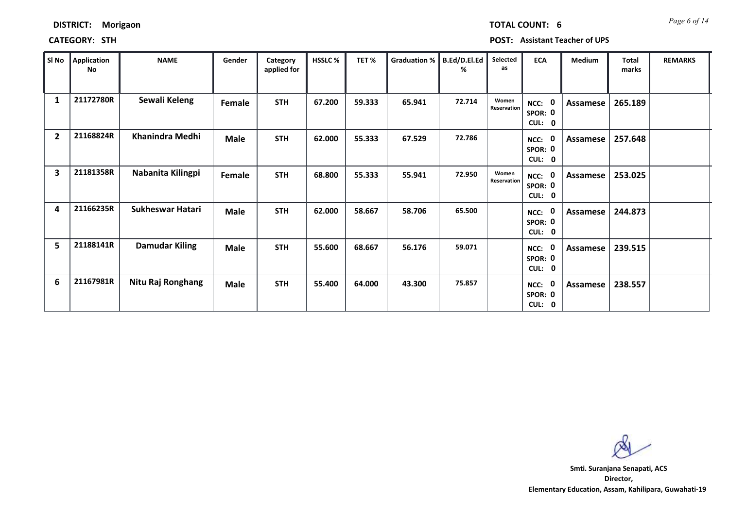**DISTRICT:** Morigaon  **TOTAL COUNT:** 6

**CATEGORY:** STH  **POST:** Assistant Teacher of UPS

| Sl No | Application No | NAME | Gender | Category applied for | HSSLC % | TET % | Graduation % | B.Ed/D.El.Ed % | Selected as | ECA | Medium | Total marks | REMARKS |
|---|---|---|---|---|---|---|---|---|---|---|---|---|---|
| 1 | 21172780R | Sewali Keleng | Female | STH | 67.200 | 59.333 | 65.941 | 72.714 | Women Reservation | NCC: 0 SPOR: 0 CUL: 0 | Assamese | 265.189 | |
| 2 | 21168824R | Khanindra Medhi | Male | STH | 62.000 | 55.333 | 67.529 | 72.786 | | NCC: 0 SPOR: 0 CUL: 0 | Assamese | 257.648 | |
| 3 | 21181358R | Nabanita Kilingpi | Female | STH | 68.800 | 55.333 | 55.941 | 72.950 | Women Reservation | NCC: 0 SPOR: 0 CUL: 0 | Assamese | 253.025 | |
| 4 | 21166235R | Sukheswar Hatari | Male | STH | 62.000 | 58.667 | 58.706 | 65.500 | | NCC: 0 SPOR: 0 CUL: 0 | Assamese | 244.873 | |
| 5 | 21188141R | Damudar Kiling | Male | STH | 55.600 | 68.667 | 56.176 | 59.071 | | NCC: 0 SPOR: 0 CUL: 0 | Assamese | 239.515 | |
| 6 | 21167981R | Nitu Raj Ronghang | Male | STH | 55.400 | 64.000 | 43.300 | 75.857 | | NCC: 0 SPOR: 0 CUL: 0 | Assamese | 238.557 | |

**Smti. Suranjana Senapati, ACS**
**Director,**
**Elementary Education, Assam, Kahilipara, Guwahati-19**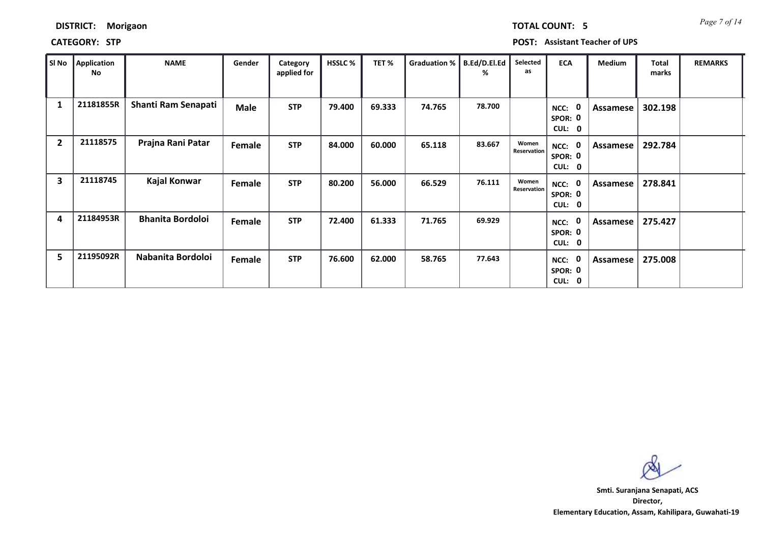**DISTRICT:** Morigaon

**TOTAL COUNT:** 5

**CATEGORY:** STP

**POST:** Assistant Teacher of UPS

| Sl No | Application No | NAME | Gender | Category applied for | HSSLC % | TET % | Graduation % | B.Ed/D.El.Ed % | Selected as | ECA | Medium | Total marks | REMARKS |
|---|---|---|---|---|---|---|---|---|---|---|---|---|---|
| 1 | 21181855R | Shanti Ram Senapati | Male | STP | 79.400 | 69.333 | 74.765 | 78.700 | | NCC: 0 SPOR: 0 CUL: 0 | Assamese | 302.198 | |
| 2 | 21118575 | Prajna Rani Patar | Female | STP | 84.000 | 60.000 | 65.118 | 83.667 | Women Reservation | NCC: 0 SPOR: 0 CUL: 0 | Assamese | 292.784 | |
| 3 | 21118745 | Kajal Konwar | Female | STP | 80.200 | 56.000 | 66.529 | 76.111 | Women Reservation | NCC: 0 SPOR: 0 CUL: 0 | Assamese | 278.841 | |
| 4 | 21184953R | Bhanita Bordoloi | Female | STP | 72.400 | 61.333 | 71.765 | 69.929 | | NCC: 0 SPOR: 0 CUL: 0 | Assamese | 275.427 | |
| 5 | 21195092R | Nabanita Bordoloi | Female | STP | 76.600 | 62.000 | 58.765 | 77.643 | | NCC: 0 SPOR: 0 CUL: 0 | Assamese | 275.008 | |

**Smti. Suranjana Senapati, ACS**
**Director,**
**Elementary Education, Assam, Kahilipara, Guwahati-19**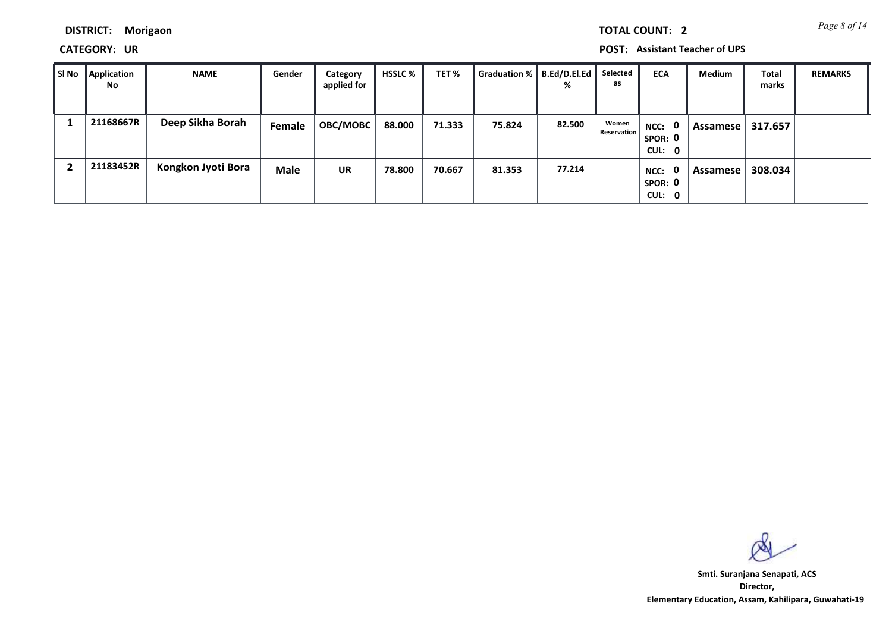**DISTRICT:** Morigaon

**TOTAL COUNT:** 2

**CATEGORY:** UR

**POST:** Assistant Teacher of UPS

| Sl No | Application No | NAME | Gender | Category applied for | HSSLC % | TET % | Graduation % | B.Ed/D.El.Ed % | Selected as | ECA | Medium | Total marks | REMARKS |
|---|---|---|---|---|---|---|---|---|---|---|---|---|---|
| 1 | 21168667R | Deep Sikha Borah | Female | OBC/MOBC | 88.000 | 71.333 | 75.824 | 82.500 | Women Reservation | NCC: 0 SPOR: 0 CUL: 0 | Assamese | 317.657 | |
| 2 | 21183452R | Kongkon Jyoti Bora | Male | UR | 78.800 | 70.667 | 81.353 | 77.214 | | NCC: 0 SPOR: 0 CUL: 0 | Assamese | 308.034 | |

**Smti. Suranjana Senapati, ACS**
**Director,**
**Elementary Education, Assam, Kahilipara, Guwahati-19**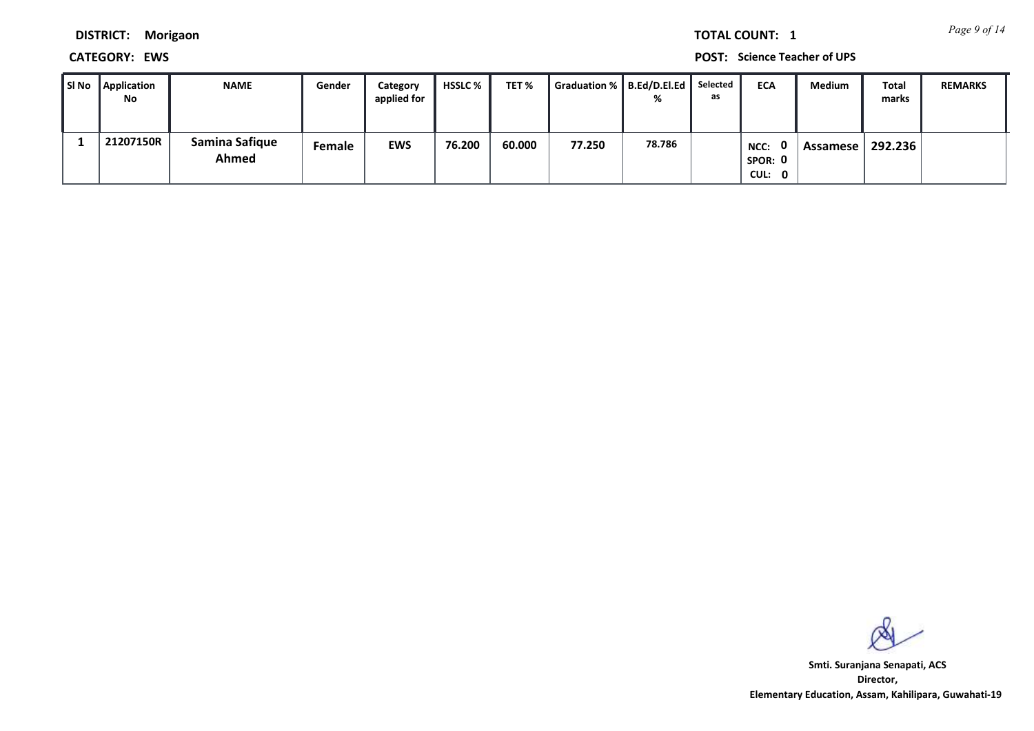**DISTRICT:** Morigaon

**TOTAL COUNT:** 1

**CATEGORY:** EWS

**POST:** Science Teacher of UPS

| Sl No | Application No | NAME | Gender | Category applied for | HSSLC % | TET % | Graduation % | B.Ed/D.El.Ed % | Selected as | ECA | Medium | Total marks | REMARKS |
|---|---|---|---|---|---|---|---|---|---|---|---|---|---|
| 1 | 21207150R | Samina Safique Ahmed | Female | EWS | 76.200 | 60.000 | 77.250 | 78.786 | | NCC: 0 SPOR: 0 CUL: 0 | Assamese | 292.236 | |

Smti. Suranjana Senapati, ACS
Director,
Elementary Education, Assam, Kahilipara, Guwahati-19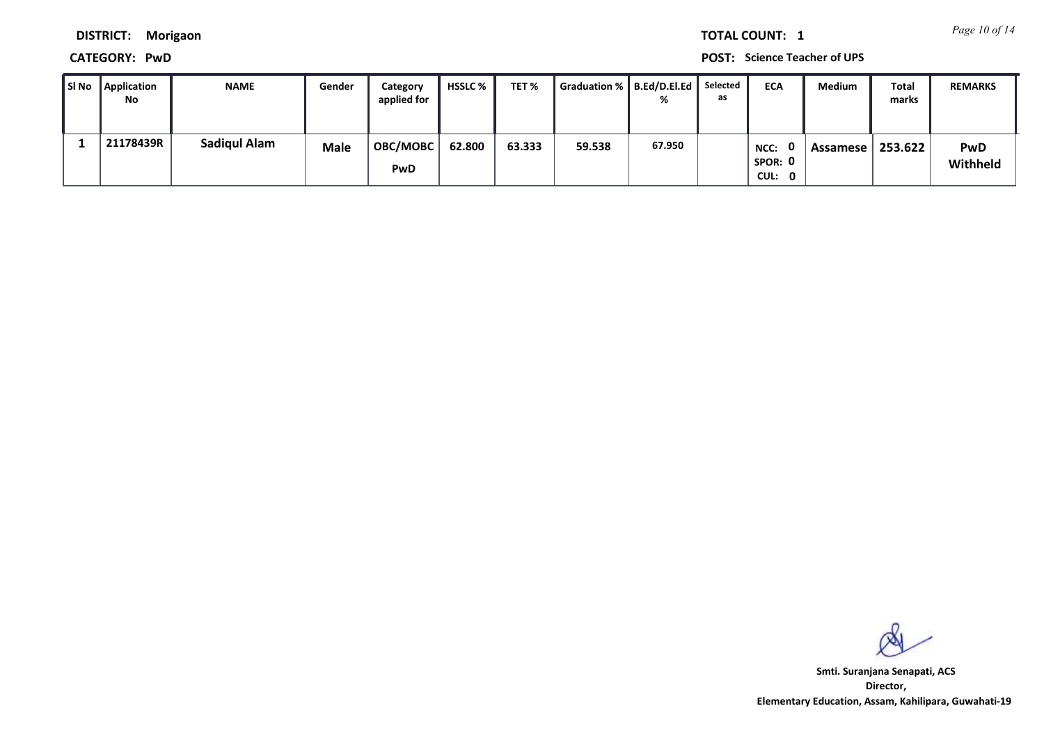**DISTRICT:** Morigaon

**TOTAL COUNT:** 1

**CATEGORY:** PwD

**POST:** Science Teacher of UPS

| Sl No | Application No | NAME | Gender | Category applied for | HSSLC % | TET % | Graduation % | B.Ed/D.El.Ed % | Selected as | ECA | Medium | Total marks | REMARKS |
|---|---|---|---|---|---|---|---|---|---|---|---|---|---|
| 1 | 21178439R | Sadiqul Alam | Male | OBC/MOBC PwD | 62.800 | 63.333 | 59.538 | 67.950 | | NCC: 0 SPOR: 0 CUL: 0 | Assamese | 253.622 | PwD Withheld |

**Smti. Suranjana Senapati, ACS**
**Director,**
**Elementary Education, Assam, Kahilipara, Guwahati-19**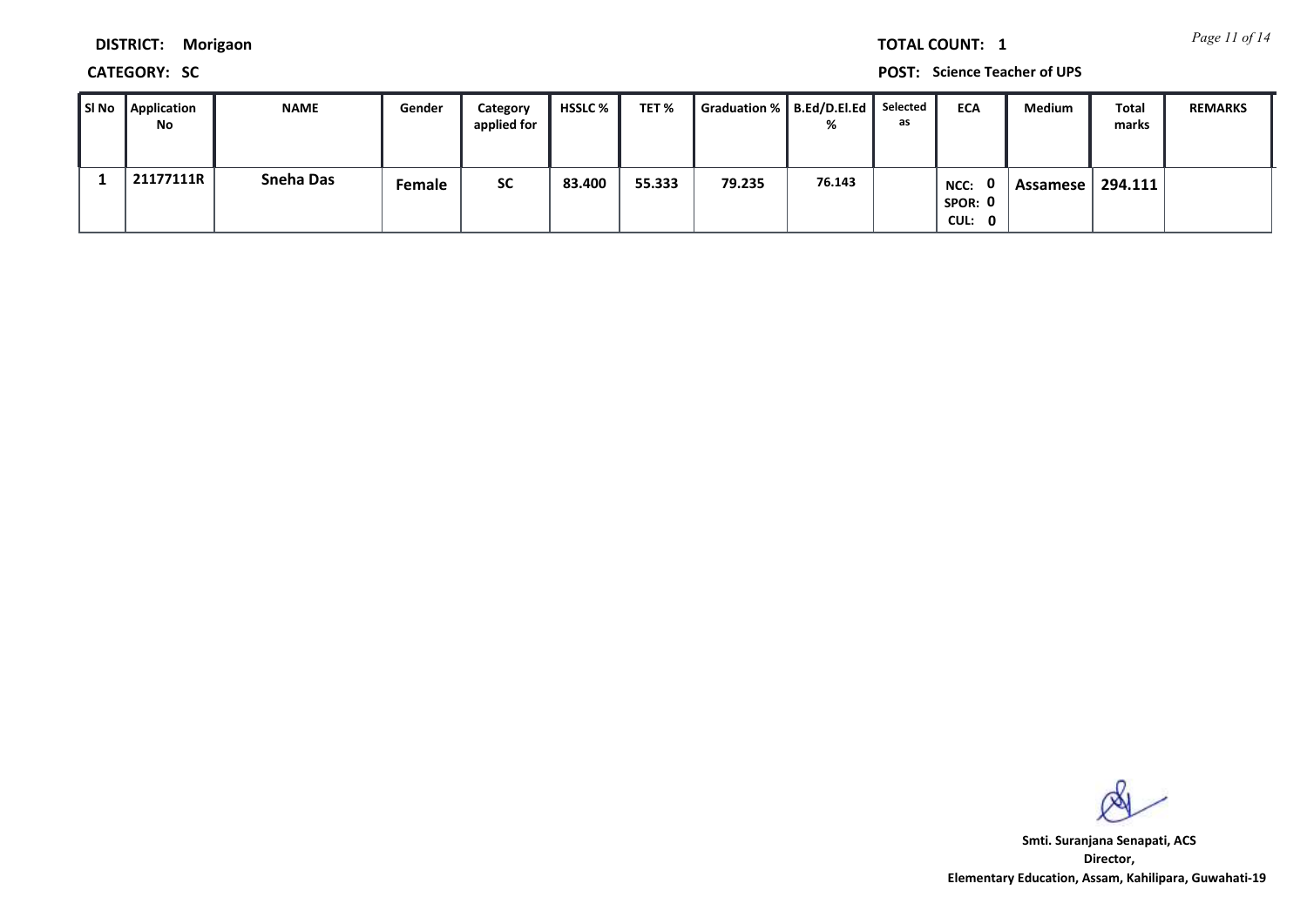**DISTRICT:** Morigaon

**CATEGORY:** SC

**TOTAL COUNT:** 1

**POST:** Science Teacher of UPS

| Sl No | Application No | NAME | Gender | Category applied for | HSSLC % | TET % | Graduation % | B.Ed/D.El.Ed % | Selected as | ECA | Medium | Total marks | REMARKS |
|---|---|---|---|---|---|---|---|---|---|---|---|---|---|
| 1 | 21177111R | Sneha Das | Female | SC | 83.400 | 55.333 | 79.235 | 76.143 | | NCC: 0 SPOR: 0 CUL: 0 | Assamese | 294.111 | |

Smti. Suranjana Senapati, ACS
Director,
Elementary Education, Assam, Kahilipara, Guwahati-19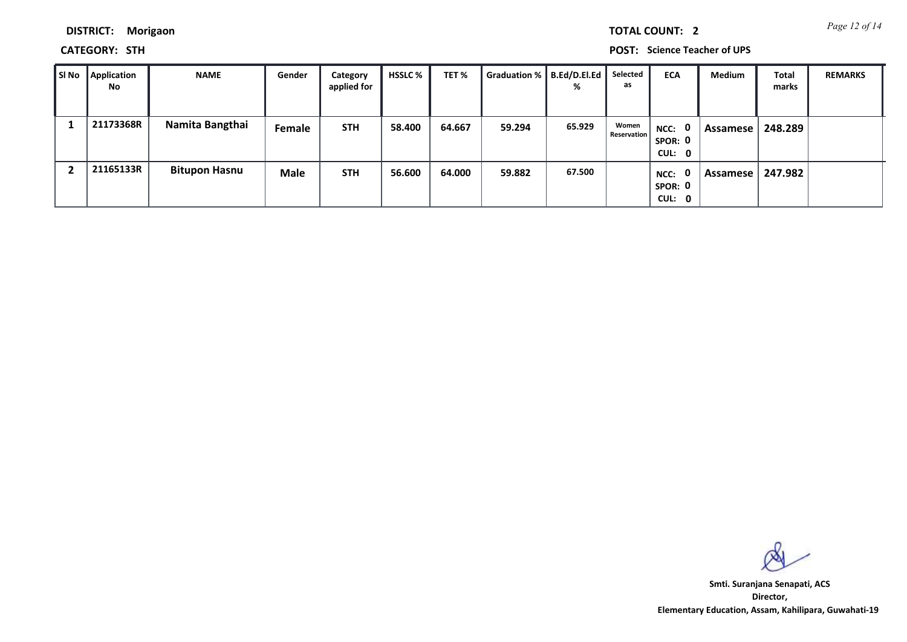**DISTRICT:** Morigaon

**TOTAL COUNT:** 2

**CATEGORY:** STH

**POST:** Science Teacher of UPS

| Sl No | Application No | NAME | Gender | Category applied for | HSSLC % | TET % | Graduation % | B.Ed/D.El.Ed % | Selected as | ECA | Medium | Total marks | REMARKS |
|---|---|---|---|---|---|---|---|---|---|---|---|---|---|
| 1 | 21173368R | Namita Bangthai | Female | STH | 58.400 | 64.667 | 59.294 | 65.929 | Women Reservation | NCC: 0 SPOR: 0 CUL: 0 | Assamese | 248.289 | |
| 2 | 21165133R | Bitupon Hasnu | Male | STH | 56.600 | 64.000 | 59.882 | 67.500 | | NCC: 0 SPOR: 0 CUL: 0 | Assamese | 247.982 | |

**Smti. Suranjana Senapati, ACS**
**Director,**
**Elementary Education, Assam, Kahilipara, Guwahati-19**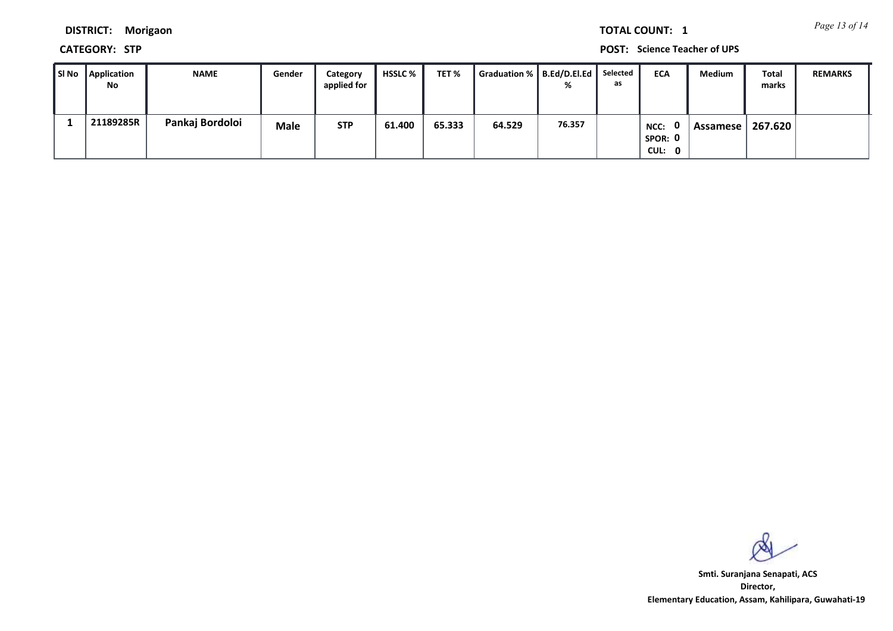**DISTRICT:** Morigaon

**TOTAL COUNT:** 1

**CATEGORY:** STP

**POST:** Science Teacher of UPS

| Sl No | Application No | NAME | Gender | Category applied for | HSSLC % | TET % | Graduation % | B.Ed/D.El.Ed % | Selected as | ECA | Medium | Total marks | REMARKS |
|---|---|---|---|---|---|---|---|---|---|---|---|---|---|
| 1 | 21189285R | Pankaj Bordoloi | Male | STP | 61.400 | 65.333 | 64.529 | 76.357 | | NCC: 0 SPOR: 0 CUL: 0 | Assamese | 267.620 | |

Smti. Suranjana Senapati, ACS
Director,
Elementary Education, Assam, Kahilipara, Guwahati-19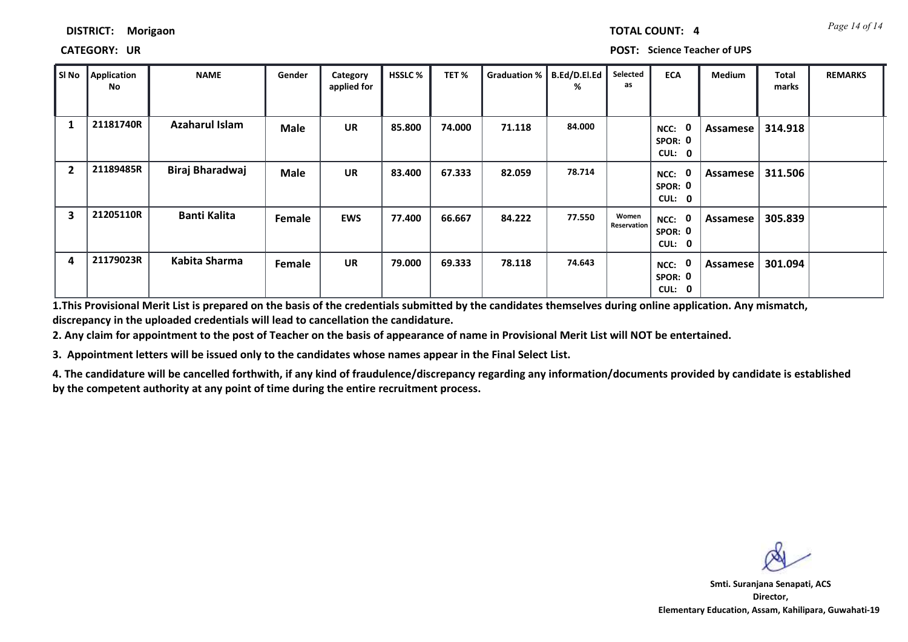**DISTRICT:** Morigaon **TOTAL COUNT:** 4

**CATEGORY:** UR **POST:** Science Teacher of UPS

| Sl No | Application No | NAME | Gender | Category applied for | HSSLC % | TET % | Graduation % | B.Ed/D.El.Ed % | Selected as | ECA | Medium | Total marks | REMARKS |
|---|---|---|---|---|---|---|---|---|---|---|---|---|---|
| 1 | 21181740R | Azaharul Islam | Male | UR | 85.800 | 74.000 | 71.118 | 84.000 | | NCC: 0 SPOR: 0 CUL: 0 | Assamese | 314.918 | |
| 2 | 21189485R | Biraj Bharadwaj | Male | UR | 83.400 | 67.333 | 82.059 | 78.714 | | NCC: 0 SPOR: 0 CUL: 0 | Assamese | 311.506 | |
| 3 | 21205110R | Banti Kalita | Female | EWS | 77.400 | 66.667 | 84.222 | 77.550 | Women Reservation | NCC: 0 SPOR: 0 CUL: 0 | Assamese | 305.839 | |
| 4 | 21179023R | Kabita Sharma | Female | UR | 79.000 | 69.333 | 78.118 | 74.643 | | NCC: 0 SPOR: 0 CUL: 0 | Assamese | 301.094 | |

**1.This Provisional Merit List is prepared on the basis of the credentials submitted by the candidates themselves during online application. Any mismatch, discrepancy in the uploaded credentials will lead to cancellation the candidature.**

**2. Any claim for appointment to the post of Teacher on the basis of appearance of name in Provisional Merit List will NOT be entertained.**

**3. Appointment letters will be issued only to the candidates whose names appear in the Final Select List.**

**4. The candidature will be cancelled forthwith, if any kind of fraudulence/discrepancy regarding any information/documents provided by candidate is established by the competent authority at any point of time during the entire recruitment process.**

**Smti. Suranjana Senapati, ACS**
**Director,**
**Elementary Education, Assam, Kahilipara, Guwahati-19**